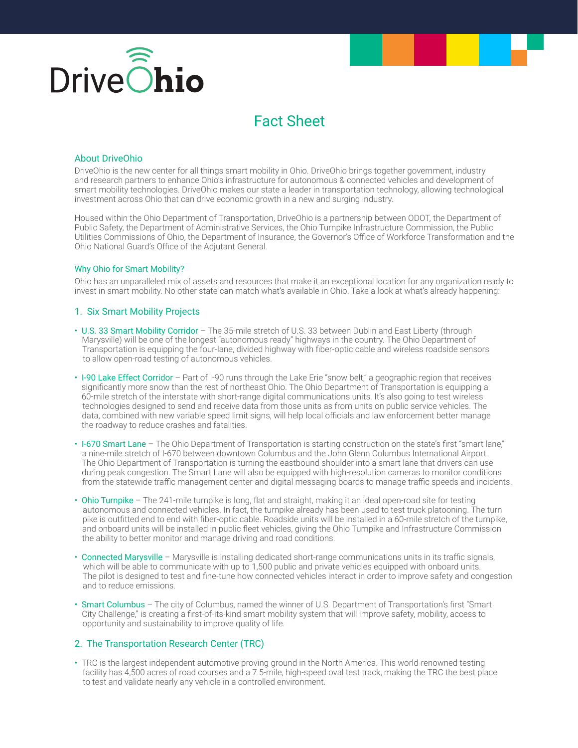# DriveOhio

## Fact Sheet

### About DriveOhio

DriveOhio is the new center for all things smart mobility in Ohio. DriveOhio brings together government, industry and research partners to enhance Ohio's infrastructure for autonomous & connected vehicles and development of smart mobility technologies. DriveOhio makes our state a leader in transportation technology, allowing technological investment across Ohio that can drive economic growth in a new and surging industry.

Housed within the Ohio Department of Transportation, DriveOhio is a partnership between ODOT, the Department of Public Safety, the Department of Administrative Services, the Ohio Turnpike Infrastructure Commission, the Public Utilities Commissions of Ohio, the Department of Insurance, the Governor's Office of Workforce Transformation and the Ohio National Guard's Office of the Adjutant General.

### Why Ohio for Smart Mobility?

Ohio has an unparalleled mix of assets and resources that make it an exceptional location for any organization ready to invest in smart mobility. No other state can match what's available in Ohio. Take a look at what's already happening:

### 1. Six Smart Mobility Projects

- U.S. 33 Smart Mobility Corridor – The 35-mile stretch of U.S. 33 between Dublin and East Liberty (through Marysville) will be one of the longest "autonomous ready" highways in the country. The Ohio Department of Transportation is equipping the four-lane, divided highway with fiber-optic cable and wireless roadside sensors to allow open-road testing of autonomous vehicles.

- I-90 Lake Effect Corridor – Part of I-90 runs through the Lake Erie "snow belt," a geographic region that receives significantly more snow than the rest of northeast Ohio. The Ohio Department of Transportation is equipping a 60-mile stretch of the interstate with short-range digital communications units. It's also going to test wireless technologies designed to send and receive data from those units as from units on public service vehicles. The data, combined with new variable speed limit signs, will help local officials and law enforcement better manage the roadway to reduce crashes and fatalities.

- I-670 Smart Lane – The Ohio Department of Transportation is starting construction on the state's first "smart lane," a nine-mile stretch of I-670 between downtown Columbus and the John Glenn Columbus International Airport. The Ohio Department of Transportation is turning the eastbound shoulder into a smart lane that drivers can use during peak congestion. The Smart Lane will also be equipped with high-resolution cameras to monitor conditions from the statewide traffic management center and digital messaging boards to manage traffic speeds and incidents.

- Ohio Turnpike – The 241-mile turnpike is long, flat and straight, making it an ideal open-road site for testing autonomous and connected vehicles. In fact, the turnpike already has been used to test truck platooning. The turn pike is outfitted end to end with fiber-optic cable. Roadside units will be installed in a 60-mile stretch of the turnpike, and onboard units will be installed in public fleet vehicles, giving the Ohio Turnpike and Infrastructure Commission the ability to better monitor and manage driving and road conditions.

- Connected Marysville – Marysville is installing dedicated short-range communications units in its traffic signals, which will be able to communicate with up to 1,500 public and private vehicles equipped with onboard units. The pilot is designed to test and fine-tune how connected vehicles interact in order to improve safety and congestion and to reduce emissions.

- Smart Columbus – The city of Columbus, named the winner of U.S. Department of Transportation's first "Smart City Challenge," is creating a first-of-its-kind smart mobility system that will improve safety, mobility, access to opportunity and sustainability to improve quality of life.

### 2. The Transportation Research Center (TRC)

- TRC is the largest independent automotive proving ground in the North America. This world-renowned testing facility has 4,500 acres of road courses and a 7.5-mile, high-speed oval test track, making the TRC the best place to test and validate nearly any vehicle in a controlled environment.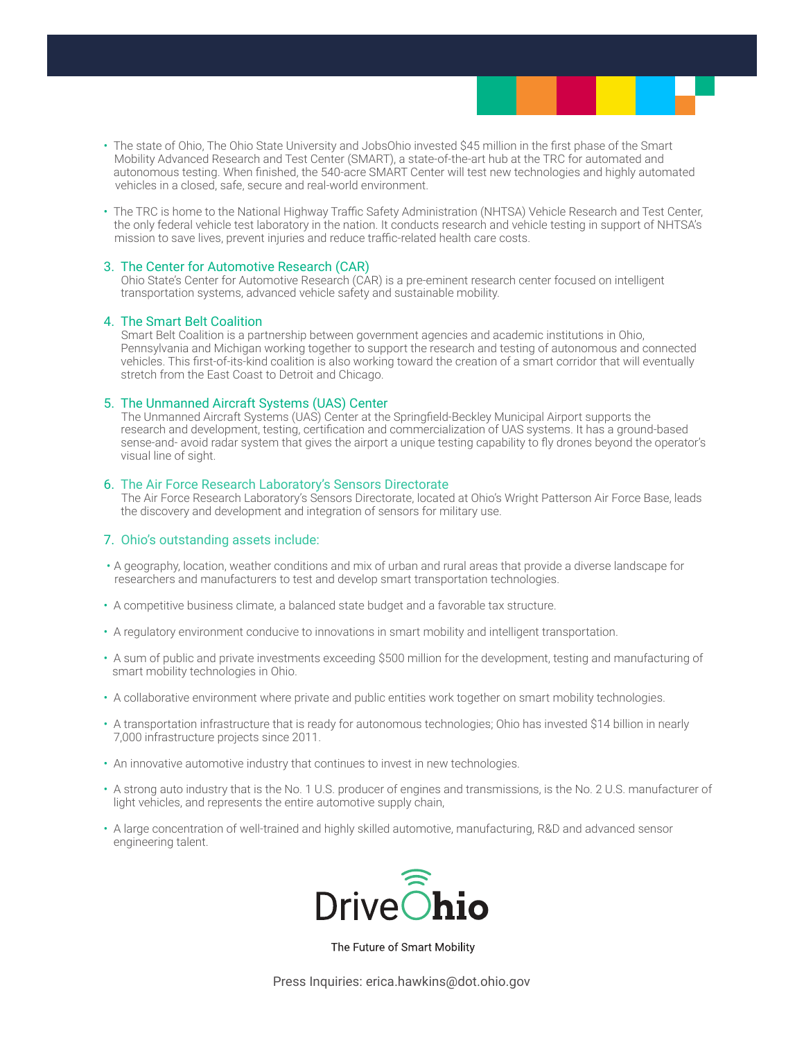- The state of Ohio, The Ohio State University and JobsOhio invested $45 million in the first phase of the Smart Mobility Advanced Research and Test Center (SMART), a state-of-the-art hub at the TRC for automated and autonomous testing. When finished, the 540-acre SMART Center will test new technologies and highly automated vehicles in a closed, safe, secure and real-world environment.

- The TRC is home to the National Highway Traffic Safety Administration (NHTSA) Vehicle Research and Test Center, the only federal vehicle test laboratory in the nation. It conducts research and vehicle testing in support of NHTSA's mission to save lives, prevent injuries and reduce traffic-related health care costs.

3. The Center for Automotive Research (CAR)
   Ohio State's Center for Automotive Research (CAR) is a pre-eminent research center focused on intelligent transportation systems, advanced vehicle safety and sustainable mobility.

4. The Smart Belt Coalition
   Smart Belt Coalition is a partnership between government agencies and academic institutions in Ohio, Pennsylvania and Michigan working together to support the research and testing of autonomous and connected vehicles. This first-of-its-kind coalition is also working toward the creation of a smart corridor that will eventually stretch from the East Coast to Detroit and Chicago.

5. The Unmanned Aircraft Systems (UAS) Center
   The Unmanned Aircraft Systems (UAS) Center at the Springfield-Beckley Municipal Airport supports the research and development, testing, certification and commercialization of UAS systems. It has a ground-based sense-and- avoid radar system that gives the airport a unique testing capability to fly drones beyond the operator's visual line of sight.

6. The Air Force Research Laboratory's Sensors Directorate
   The Air Force Research Laboratory's Sensors Directorate, located at Ohio's Wright Patterson Air Force Base, leads the discovery and development and integration of sensors for military use.

7. Ohio's outstanding assets include:

- A geography, location, weather conditions and mix of urban and rural areas that provide a diverse landscape for researchers and manufacturers to test and develop smart transportation technologies.

- A competitive business climate, a balanced state budget and a favorable tax structure.

- A regulatory environment conducive to innovations in smart mobility and intelligent transportation.

- A sum of public and private investments exceeding $500 million for the development, testing and manufacturing of smart mobility technologies in Ohio.

- A collaborative environment where private and public entities work together on smart mobility technologies.

- A transportation infrastructure that is ready for autonomous technologies; Ohio has invested $14 billion in nearly 7,000 infrastructure projects since 2011.

- An innovative automotive industry that continues to invest in new technologies.

- A strong auto industry that is the No. 1 U.S. producer of engines and transmissions, is the No. 2 U.S. manufacturer of light vehicles, and represents the entire automotive supply chain,

- A large concentration of well-trained and highly skilled automotive, manufacturing, R&D and advanced sensor engineering talent.

DriveOhio

The Future of Smart Mobility

Press Inquiries: erica.hawkins@dot.ohio.gov